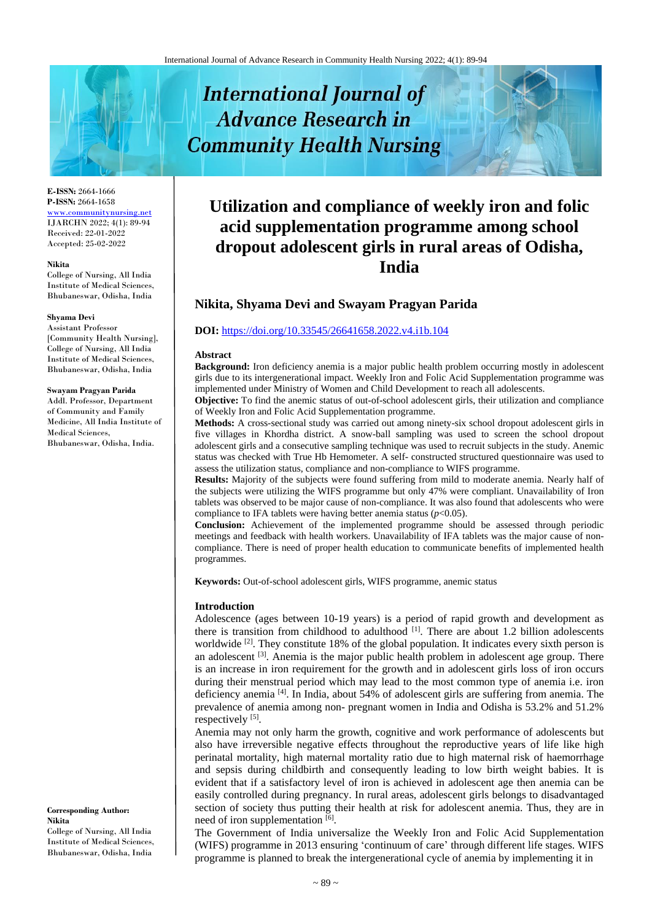E-ISSN: 2664-1666
P-ISSN: 2664-1658
www.communitynursing.net
IJARCHN 2022; 4(1): 89-94
Received: 22-01-2022
Accepted: 25-02-2022

**Nikita**
College of Nursing, All India Institute of Medical Sciences, Bhubaneswar, Odisha, India

**Shyama Devi**
Assistant Professor [Community Health Nursing], College of Nursing, All India Institute of Medical Sciences, Bhubaneswar, Odisha, India

**Swayam Pragyan Parida**
Addl. Professor, Department of Community and Family Medicine, All India Institute of Medical Sciences, Bhubaneswar, Odisha, India.

**Corresponding Author:**
**Nikita**
College of Nursing, All India Institute of Medical Sciences, Bhubaneswar, Odisha, India

# Utilization and compliance of weekly iron and folic acid supplementation programme among school dropout adolescent girls in rural areas of Odisha, India

## Nikita, Shyama Devi and Swayam Pragyan Parida

**DOI:** https://doi.org/10.33545/26641658.2022.v4.i1b.104

### Abstract

**Background:** Iron deficiency anemia is a major public health problem occurring mostly in adolescent girls due to its intergenerational impact. Weekly Iron and Folic Acid Supplementation programme was implemented under Ministry of Women and Child Development to reach all adolescents.

**Objective:** To find the anemic status of out-of-school adolescent girls, their utilization and compliance of Weekly Iron and Folic Acid Supplementation programme.

**Methods:** A cross-sectional study was carried out among ninety-six school dropout adolescent girls in five villages in Khordha district. A snow-ball sampling was used to screen the school dropout adolescent girls and a consecutive sampling technique was used to recruit subjects in the study. Anemic status was checked with True Hb Hemometer. A self- constructed structured questionnaire was used to assess the utilization status, compliance and non-compliance to WIFS programme.

**Results:** Majority of the subjects were found suffering from mild to moderate anemia. Nearly half of the subjects were utilizing the WIFS programme but only 47% were compliant. Unavailability of Iron tablets was observed to be major cause of non-compliance. It was also found that adolescents who were compliance to IFA tablets were having better anemia status ($p$<0.05).

**Conclusion:** Achievement of the implemented programme should be assessed through periodic meetings and feedback with health workers. Unavailability of IFA tablets was the major cause of non-compliance. There is need of proper health education to communicate benefits of implemented health programmes.

**Keywords:** Out-of-school adolescent girls, WIFS programme, anemic status

### Introduction

Adolescence (ages between 10-19 years) is a period of rapid growth and development as there is transition from childhood to adulthood [1]. There are about 1.2 billion adolescents worldwide [2]. They constitute 18% of the global population. It indicates every sixth person is an adolescent [3]. Anemia is the major public health problem in adolescent age group. There is an increase in iron requirement for the growth and in adolescent girls loss of iron occurs during their menstrual period which may lead to the most common type of anemia i.e. iron deficiency anemia [4]. In India, about 54% of adolescent girls are suffering from anemia. The prevalence of anemia among non- pregnant women in India and Odisha is 53.2% and 51.2% respectively [5].

Anemia may not only harm the growth, cognitive and work performance of adolescents but also have irreversible negative effects throughout the reproductive years of life like high perinatal mortality, high maternal mortality ratio due to high maternal risk of haemorrhage and sepsis during childbirth and consequently leading to low birth weight babies. It is evident that if a satisfactory level of iron is achieved in adolescent age then anemia can be easily controlled during pregnancy. In rural areas, adolescent girls belongs to disadvantaged section of society thus putting their health at risk for adolescent anemia. Thus, they are in need of iron supplementation [6].

The Government of India universalize the Weekly Iron and Folic Acid Supplementation (WIFS) programme in 2013 ensuring 'continuum of care' through different life stages. WIFS programme is planned to break the intergenerational cycle of anemia by implementing it in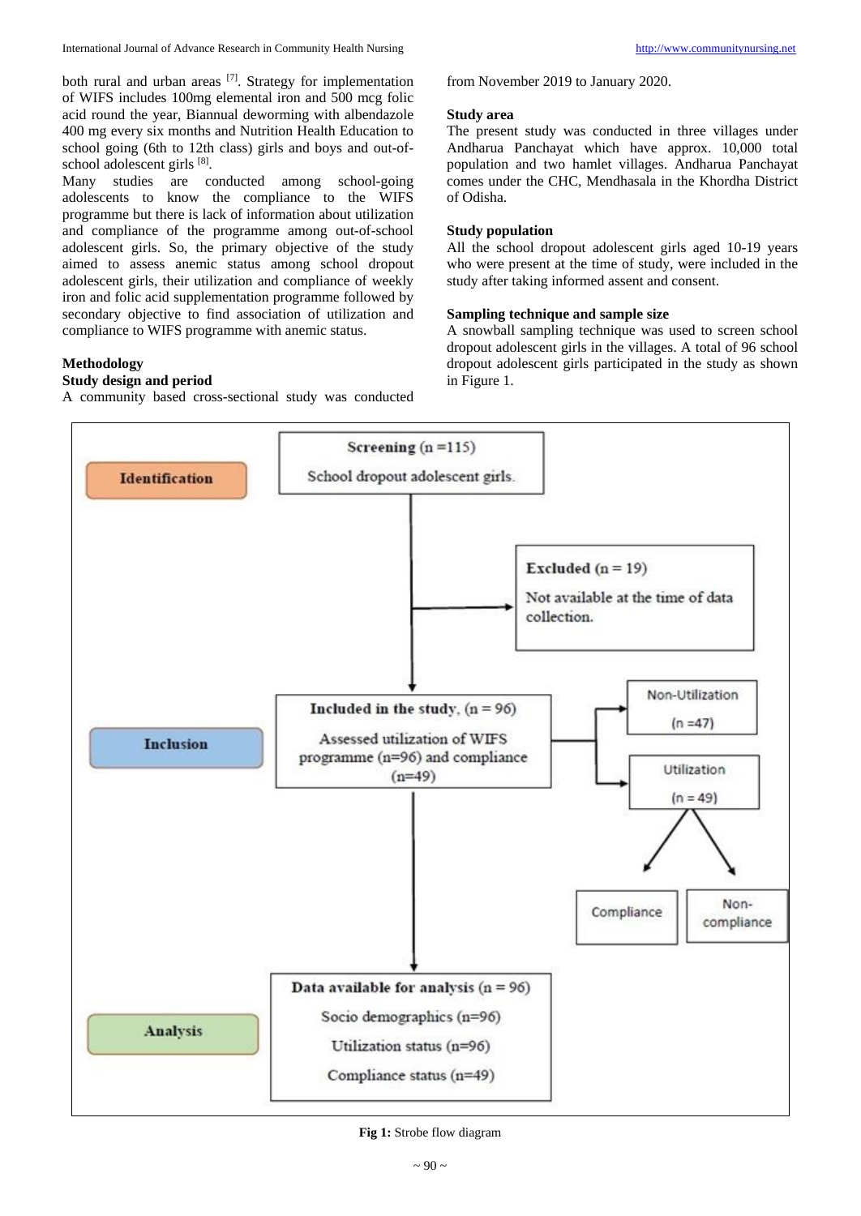both rural and urban areas [7]. Strategy for implementation of WIFS includes 100mg elemental iron and 500 mcg folic acid round the year, Biannual deworming with albendazole 400 mg every six months and Nutrition Health Education to school going (6th to 12th class) girls and boys and out-of-school adolescent girls [8].

Many studies are conducted among school-going adolescents to know the compliance to the WIFS programme but there is lack of information about utilization and compliance of the programme among out-of-school adolescent girls. So, the primary objective of the study aimed to assess anemic status among school dropout adolescent girls, their utilization and compliance of weekly iron and folic acid supplementation programme followed by secondary objective to find association of utilization and compliance to WIFS programme with anemic status.

## Methodology

### Study design and period

A community based cross-sectional study was conducted from November 2019 to January 2020.

### Study area

The present study was conducted in three villages under Andharua Panchayat which have approx. 10,000 total population and two hamlet villages. Andharua Panchayat comes under the CHC, Mendhasala in the Khordha District of Odisha.

### Study population

All the school dropout adolescent girls aged 10-19 years who were present at the time of study, were included in the study after taking informed assent and consent.

### Sampling technique and sample size

A snowball sampling technique was used to screen school dropout adolescent girls in the villages. A total of 96 school dropout adolescent girls participated in the study as shown in Figure 1.

**Identification**

**Screening** (n =115)
School dropout adolescent girls.

**Excluded** (n = 19)
Not available at the time of data collection.

**Inclusion**

**Included in the study**, (n = 96)
Assessed utilization of WIFS programme (n=96) and compliance (n=49)

Non-Utilization (n =47)

Utilization (n = 49)

Compliance

Non-compliance

**Analysis**

**Data available for analysis** (n = 96)
Socio demographics (n=96)
Utilization status (n=96)
Compliance status (n=49)

**Fig 1:** Strobe flow diagram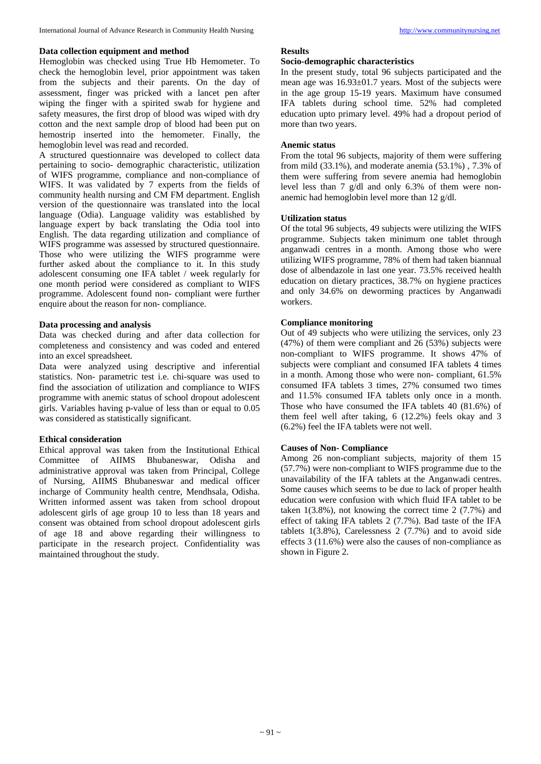### Data collection equipment and method

Hemoglobin was checked using True Hb Hemometer. To check the hemoglobin level, prior appointment was taken from the subjects and their parents. On the day of assessment, finger was pricked with a lancet pen after wiping the finger with a spirited swab for hygiene and safety measures, the first drop of blood was wiped with dry cotton and the next sample drop of blood had been put on hemostrip inserted into the hemometer. Finally, the hemoglobin level was read and recorded.

A structured questionnaire was developed to collect data pertaining to socio- demographic characteristic, utilization of WIFS programme, compliance and non-compliance of WIFS. It was validated by 7 experts from the fields of community health nursing and CM FM department. English version of the questionnaire was translated into the local language (Odia). Language validity was established by language expert by back translating the Odia tool into English. The data regarding utilization and compliance of WIFS programme was assessed by structured questionnaire. Those who were utilizing the WIFS programme were further asked about the compliance to it. In this study adolescent consuming one IFA tablet / week regularly for one month period were considered as compliant to WIFS programme. Adolescent found non- compliant were further enquire about the reason for non- compliance.

### Data processing and analysis

Data was checked during and after data collection for completeness and consistency and was coded and entered into an excel spreadsheet.

Data were analyzed using descriptive and inferential statistics. Non- parametric test i.e. chi-square was used to find the association of utilization and compliance to WIFS programme with anemic status of school dropout adolescent girls. Variables having p-value of less than or equal to 0.05 was considered as statistically significant.

### Ethical consideration

Ethical approval was taken from the Institutional Ethical Committee of AIIMS Bhubaneswar, Odisha and administrative approval was taken from Principal, College of Nursing, AIIMS Bhubaneswar and medical officer incharge of Community health centre, Mendhsala, Odisha. Written informed assent was taken from school dropout adolescent girls of age group 10 to less than 18 years and consent was obtained from school dropout adolescent girls of age 18 and above regarding their willingness to participate in the research project. Confidentiality was maintained throughout the study.

## Results

### Socio-demographic characteristics

In the present study, total 96 subjects participated and the mean age was 16.93±01.7 years. Most of the subjects were in the age group 15-19 years. Maximum have consumed IFA tablets during school time. 52% had completed education upto primary level. 49% had a dropout period of more than two years.

### Anemic status

From the total 96 subjects, majority of them were suffering from mild (33.1%), and moderate anemia (53.1%) , 7.3% of them were suffering from severe anemia had hemoglobin level less than 7 g/dl and only 6.3% of them were non-anemic had hemoglobin level more than 12 g/dl.

### Utilization status

Of the total 96 subjects, 49 subjects were utilizing the WIFS programme. Subjects taken minimum one tablet through anganwadi centres in a month. Among those who were utilizing WIFS programme, 78% of them had taken biannual dose of albendazole in last one year. 73.5% received health education on dietary practices, 38.7% on hygiene practices and only 34.6% on deworming practices by Anganwadi workers.

### Compliance monitoring

Out of 49 subjects who were utilizing the services, only 23 (47%) of them were compliant and 26 (53%) subjects were non-compliant to WIFS programme. It shows 47% of subjects were compliant and consumed IFA tablets 4 times in a month. Among those who were non- compliant, 61.5% consumed IFA tablets 3 times, 27% consumed two times and 11.5% consumed IFA tablets only once in a month. Those who have consumed the IFA tablets 40 (81.6%) of them feel well after taking, 6 (12.2%) feels okay and 3 (6.2%) feel the IFA tablets were not well.

### Causes of Non- Compliance

Among 26 non-compliant subjects, majority of them 15 (57.7%) were non-compliant to WIFS programme due to the unavailability of the IFA tablets at the Anganwadi centres. Some causes which seems to be due to lack of proper health education were confusion with which fluid IFA tablet to be taken 1(3.8%), not knowing the correct time 2 (7.7%) and effect of taking IFA tablets 2 (7.7%). Bad taste of the IFA tablets 1(3.8%), Carelessness 2 (7.7%) and to avoid side effects 3 (11.6%) were also the causes of non-compliance as shown in Figure 2.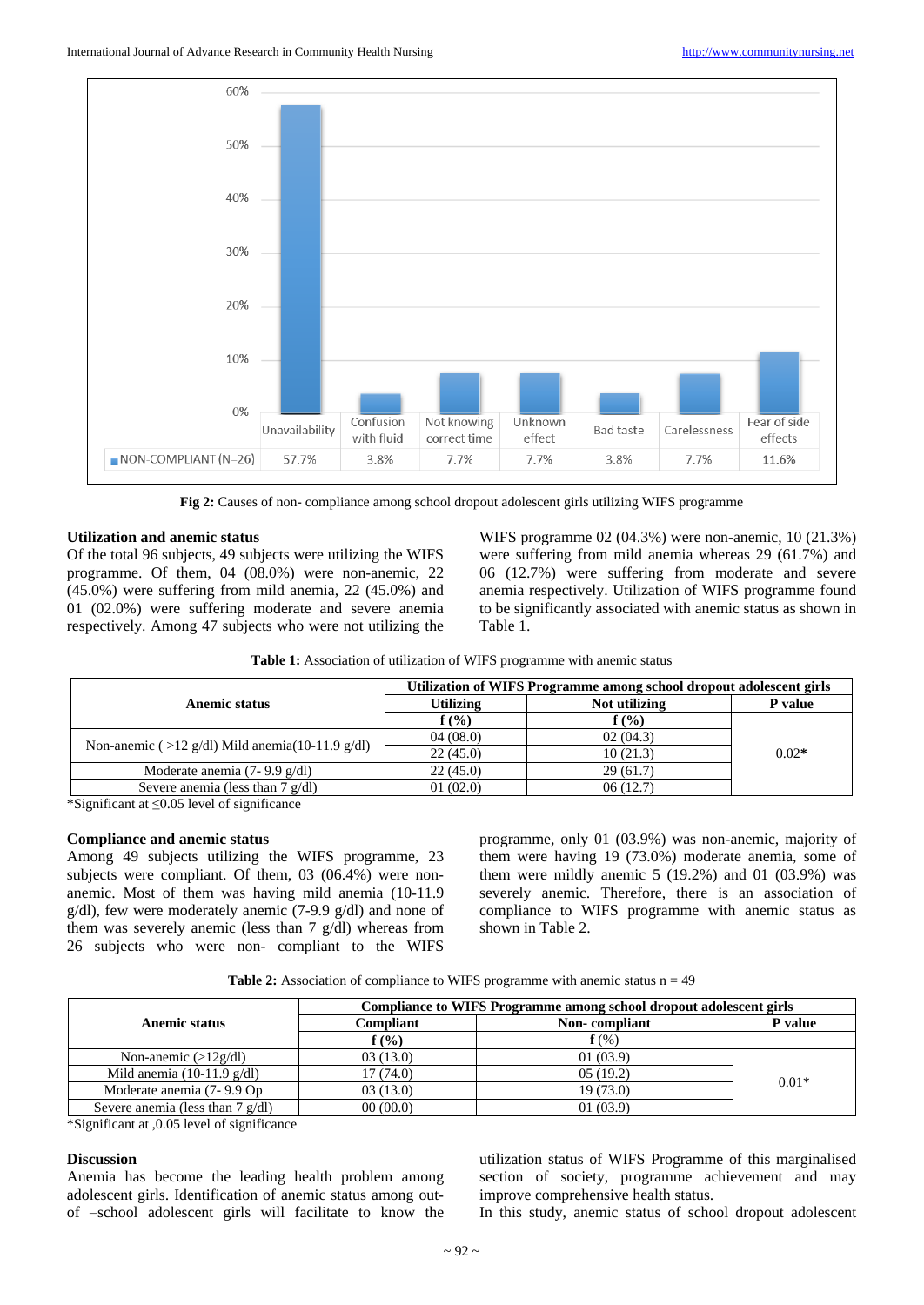| | Unavailability | Confusion with fluid | Not knowing correct time | Unknown effect | Bad taste | Carelessness | Fear of side effects |
|---|---|---|---|---|---|---|---|
| NON-COMPLIANT (N=26) | 57.7% | 3.8% | 7.7% | 7.7% | 3.8% | 7.7% | 11.6% |

**Fig 2:** Causes of non- compliance among school dropout adolescent girls utilizing WIFS programme

### Utilization and anemic status

Of the total 96 subjects, 49 subjects were utilizing the WIFS programme. Of them, 04 (08.0%) were non-anemic, 22 (45.0%) were suffering from mild anemia, 22 (45.0%) and 01 (02.0%) were suffering moderate and severe anemia respectively. Among 47 subjects who were not utilizing the WIFS programme 02 (04.3%) were non-anemic, 10 (21.3%) were suffering from mild anemia whereas 29 (61.7%) and 06 (12.7%) were suffering from moderate and severe anemia respectively. Utilization of WIFS programme found to be significantly associated with anemic status as shown in Table 1.

**Table 1:** Association of utilization of WIFS programme with anemic status

| Anemic status | Utilization of WIFS Programme among school dropout adolescent girls | | |
|---|---|---|---|
| | Utilizing | Not utilizing | P value |
| | f (%) | f (%) | |
| Non-anemic ( >12 g/dl) | 04 (08.0) | 02 (04.3) | 0.02* |
| Mild anemia(10-11.9 g/dl) | 22 (45.0) | 10 (21.3) | |
| Moderate anemia (7- 9.9 g/dl) | 22 (45.0) | 29 (61.7) | |
| Severe anemia (less than 7 g/dl) | 01 (02.0) | 06 (12.7) | |

*Significant at ≤0.05 level of significance

### Compliance and anemic status

Among 49 subjects utilizing the WIFS programme, 23 subjects were compliant. Of them, 03 (06.4%) were non-anemic. Most of them was having mild anemia (10-11.9 g/dl), few were moderately anemic (7-9.9 g/dl) and none of them was severely anemic (less than 7 g/dl) whereas from 26 subjects who were non- compliant to the WIFS programme, only 01 (03.9%) was non-anemic, majority of them were having 19 (73.0%) moderate anemia, some of them were mildly anemic 5 (19.2%) and 01 (03.9%) was severely anemic. Therefore, there is an association of compliance to WIFS programme with anemic status as shown in Table 2.

**Table 2:** Association of compliance to WIFS programme with anemic status n = 49

| Anemic status | Compliance to WIFS Programme among school dropout adolescent girls | | |
|---|---|---|---|
| | Compliant | Non- compliant | P value |
| | f (%) | f (%) | |
| Non-anemic (>12g/dl) | 03 (13.0) | 01 (03.9) | 0.01* |
| Mild anemia (10-11.9 g/dl) | 17 (74.0) | 05 (19.2) | |
| Moderate anemia (7- 9.9 Op | 03 (13.0) | 19 (73.0) | |
| Severe anemia (less than 7 g/dl) | 00 (00.0) | 01 (03.9) | |

*Significant at ,0.05 level of significance

### Discussion

Anemia has become the leading health problem among adolescent girls. Identification of anemic status among out-of –school adolescent girls will facilitate to know the utilization status of WIFS Programme of this marginalised section of society, programme achievement and may improve comprehensive health status.

In this study, anemic status of school dropout adolescent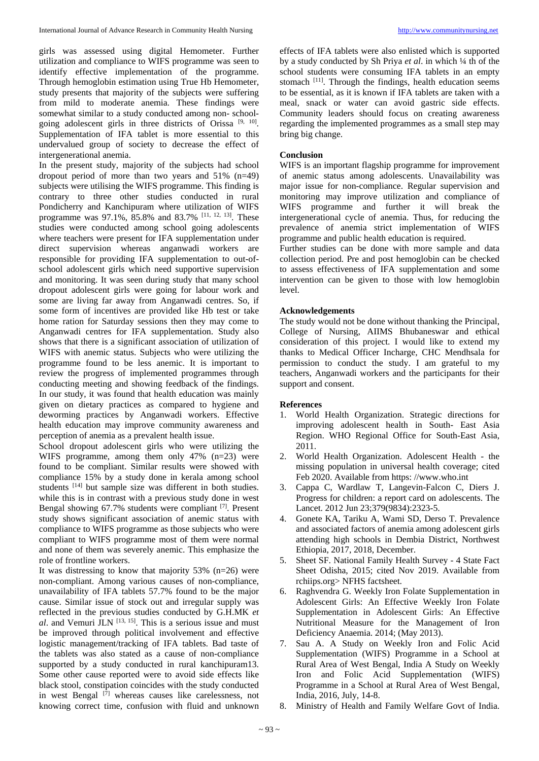girls was assessed using digital Hemometer. Further utilization and compliance to WIFS programme was seen to identify effective implementation of the programme. Through hemoglobin estimation using True Hb Hemometer, study presents that majority of the subjects were suffering from mild to moderate anemia. These findings were somewhat similar to a study conducted among non- school-going adolescent girls in three districts of Orissa [9, 10]. Supplementation of IFA tablet is more essential to this undervalued group of society to decrease the effect of intergenerational anemia.

In the present study, majority of the subjects had school dropout period of more than two years and 51% (n=49) subjects were utilising the WIFS programme. This finding is contrary to three other studies conducted in rural Pondicherry and Kanchipuram where utilization of WIFS programme was 97.1%, 85.8% and 83.7% [11, 12, 13]. These studies were conducted among school going adolescents where teachers were present for IFA supplementation under direct supervision whereas anganwadi workers are responsible for providing IFA supplementation to out-of-school adolescent girls which need supportive supervision and monitoring. It was seen during study that many school dropout adolescent girls were going for labour work and some are living far away from Anganwadi centres. So, if some form of incentives are provided like Hb test or take home ration for Saturday sessions then they may come to Anganwadi centres for IFA supplementation. Study also shows that there is a significant association of utilization of WIFS with anemic status. Subjects who were utilizing the programme found to be less anemic. It is important to review the progress of implemented programmes through conducting meeting and showing feedback of the findings. In our study, it was found that health education was mainly given on dietary practices as compared to hygiene and deworming practices by Anganwadi workers. Effective health education may improve community awareness and perception of anemia as a prevalent health issue.

School dropout adolescent girls who were utilizing the WIFS programme, among them only 47% (n=23) were found to be compliant. Similar results were showed with compliance 15% by a study done in kerala among school students [14] but sample size was different in both studies. while this is in contrast with a previous study done in west Bengal showing 67.7% students were compliant [7]. Present study shows significant association of anemic status with compliance to WIFS programme as those subjects who were compliant to WIFS programme most of them were normal and none of them was severely anemic. This emphasize the role of frontline workers.

It was distressing to know that majority 53% (n=26) were non-compliant. Among various causes of non-compliance, unavailability of IFA tablets 57.7% found to be the major cause. Similar issue of stock out and irregular supply was reflected in the previous studies conducted by G.H.MK *et al*. and Vemuri JLN [13, 15]. This is a serious issue and must be improved through political involvement and effective logistic management/tracking of IFA tablets. Bad taste of the tablets was also stated as a cause of non-compliance supported by a study conducted in rural kanchipuram13. Some other cause reported were to avoid side effects like black stool, constipation coincides with the study conducted in west Bengal [7] whereas causes like carelessness, not knowing correct time, confusion with fluid and unknown effects of IFA tablets were also enlisted which is supported by a study conducted by Sh Priya *et al*. in which ¼ th of the school students were consuming IFA tablets in an empty stomach [11]. Through the findings, health education seems to be essential, as it is known if IFA tablets are taken with a meal, snack or water can avoid gastric side effects. Community leaders should focus on creating awareness regarding the implemented programmes as a small step may bring big change.

## Conclusion

WIFS is an important flagship programme for improvement of anemic status among adolescents. Unavailability was major issue for non-compliance. Regular supervision and monitoring may improve utilization and compliance of WIFS programme and further it will break the intergenerational cycle of anemia. Thus, for reducing the prevalence of anemia strict implementation of WIFS programme and public health education is required.

Further studies can be done with more sample and data collection period. Pre and post hemoglobin can be checked to assess effectiveness of IFA supplementation and some intervention can be given to those with low hemoglobin level.

## Acknowledgements

The study would not be done without thanking the Principal, College of Nursing, AIIMS Bhubaneswar and ethical consideration of this project. I would like to extend my thanks to Medical Officer Incharge, CHC Mendhsala for permission to conduct the study. I am grateful to my teachers, Anganwadi workers and the participants for their support and consent.

## References

1. World Health Organization. Strategic directions for improving adolescent health in South- East Asia Region. WHO Regional Office for South-East Asia, 2011.
2. World Health Organization. Adolescent Health - the missing population in universal health coverage; cited Feb 2020. Available from https: //www.who.int
3. Cappa C, Wardlaw T, Langevin-Falcon C, Diers J. Progress for children: a report card on adolescents. The Lancet. 2012 Jun 23;379(9834):2323-5.
4. Gonete KA, Tariku A, Wami SD, Derso T. Prevalence and associated factors of anemia among adolescent girls attending high schools in Dembia District, Northwest Ethiopia, 2017, 2018, December.
5. Sheet SF. National Family Health Survey - 4 State Fact Sheet Odisha, 2015; cited Nov 2019. Available from rchiips.org> NFHS factsheet.
6. Raghvendra G. Weekly Iron Folate Supplementation in Adolescent Girls: An Effective Weekly Iron Folate Supplementation in Adolescent Girls: An Effective Nutritional Measure for the Management of Iron Deficiency Anaemia. 2014; (May 2013).
7. Sau A. A Study on Weekly Iron and Folic Acid Supplementation (WIFS) Programme in a School at Rural Area of West Bengal, India A Study on Weekly Iron and Folic Acid Supplementation (WIFS) Programme in a School at Rural Area of West Bengal, India, 2016, July, 14-8.
8. Ministry of Health and Family Welfare Govt of India.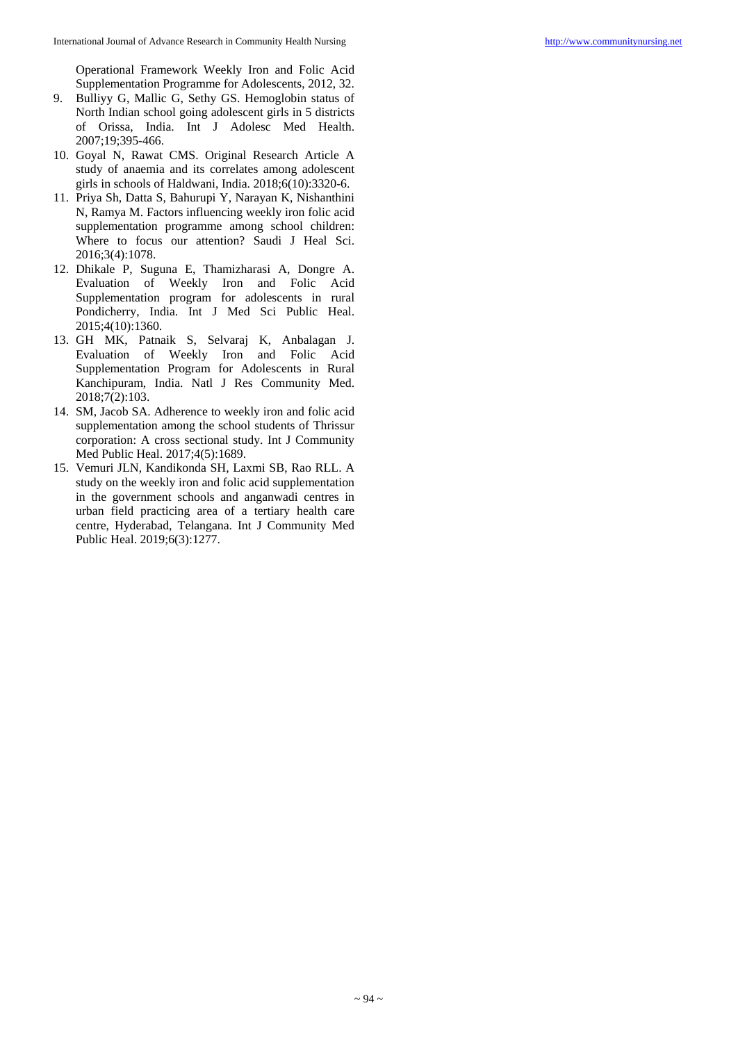Operational Framework Weekly Iron and Folic Acid Supplementation Programme for Adolescents, 2012, 32.

9. Bulliyy G, Mallic G, Sethy GS. Hemoglobin status of North Indian school going adolescent girls in 5 districts of Orissa, India. Int J Adolesc Med Health. 2007;19;395-466.
10. Goyal N, Rawat CMS. Original Research Article A study of anaemia and its correlates among adolescent girls in schools of Haldwani, India. 2018;6(10):3320-6.
11. Priya Sh, Datta S, Bahurupi Y, Narayan K, Nishanthini N, Ramya M. Factors influencing weekly iron folic acid supplementation programme among school children: Where to focus our attention? Saudi J Heal Sci. 2016;3(4):1078.
12. Dhikale P, Suguna E, Thamizharasi A, Dongre A. Evaluation of Weekly Iron and Folic Acid Supplementation program for adolescents in rural Pondicherry, India. Int J Med Sci Public Heal. 2015;4(10):1360.
13. GH MK, Patnaik S, Selvaraj K, Anbalagan J. Evaluation of Weekly Iron and Folic Acid Supplementation Program for Adolescents in Rural Kanchipuram, India. Natl J Res Community Med. 2018;7(2):103.
14. SM, Jacob SA. Adherence to weekly iron and folic acid supplementation among the school students of Thrissur corporation: A cross sectional study. Int J Community Med Public Heal. 2017;4(5):1689.
15. Vemuri JLN, Kandikonda SH, Laxmi SB, Rao RLL. A study on the weekly iron and folic acid supplementation in the government schools and anganwadi centres in urban field practicing area of a tertiary health care centre, Hyderabad, Telangana. Int J Community Med Public Heal. 2019;6(3):1277.